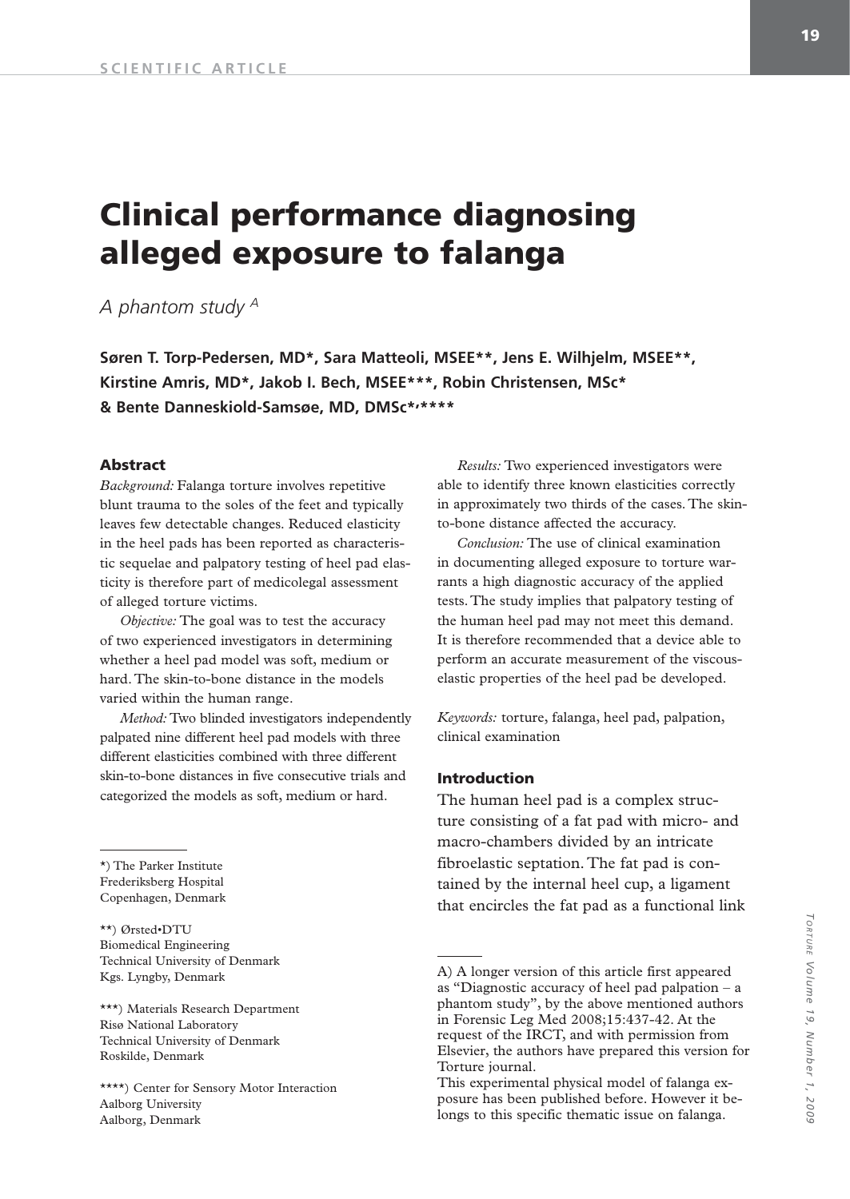SCIENTIFIC ARTICLE

# Clinical performance diagnosing alleged exposure to falanga

*A phantom study* [A]

**Søren T. Torp-Pedersen, MD*, Sara Matteoli, MSEE**, Jens E. Wilhjelm, MSEE**, Kirstine Amris, MD*, Jakob I. Bech, MSEE***, Robin Christensen, MSc* & Bente Danneskiold-Samsøe, MD, DMSc*,******

## Abstract

*Background:* Falanga torture involves repetitive blunt trauma to the soles of the feet and typically leaves few detectable changes. Reduced elasticity in the heel pads has been reported as characteristic sequelae and palpatory testing of heel pad elasticity is therefore part of medicolegal assessment of alleged torture victims.

*Objective:* The goal was to test the accuracy of two experienced investigators in determining whether a heel pad model was soft, medium or hard. The skin-to-bone distance in the models varied within the human range.

*Method:* Two blinded investigators independently palpated nine different heel pad models with three different elasticities combined with three different skin-to-bone distances in five consecutive trials and categorized the models as soft, medium or hard.

*Results:* Two experienced investigators were able to identify three known elasticities correctly in approximately two thirds of the cases. The skin-to-bone distance affected the accuracy.

*Conclusion:* The use of clinical examination in documenting alleged exposure to torture warrants a high diagnostic accuracy of the applied tests. The study implies that palpatory testing of the human heel pad may not meet this demand. It is therefore recommended that a device able to perform an accurate measurement of the viscous-elastic properties of the heel pad be developed.

*Keywords:* torture, falanga, heel pad, palpation, clinical examination

## Introduction

The human heel pad is a complex structure consisting of a fat pad with micro- and macro-chambers divided by an intricate fibroelastic septation. The fat pad is contained by the internal heel cup, a ligament that encircles the fat pad as a functional link

---

*) The Parker Institute
Frederiksberg Hospital
Copenhagen, Denmark

**) Ørsted•DTU
Biomedical Engineering
Technical University of Denmark
Kgs. Lyngby, Denmark

***) Materials Research Department
Risø National Laboratory
Technical University of Denmark
Roskilde, Denmark

****) Center for Sensory Motor Interaction
Aalborg University
Aalborg, Denmark

A) A longer version of this article first appeared as "Diagnostic accuracy of heel pad palpation – a phantom study", by the above mentioned authors in Forensic Leg Med 2008;15:437-42. At the request of the IRCT, and with permission from Elsevier, the authors have prepared this version for Torture journal.
This experimental physical model of falanga exposure has been published before. However it belongs to this specific thematic issue on falanga.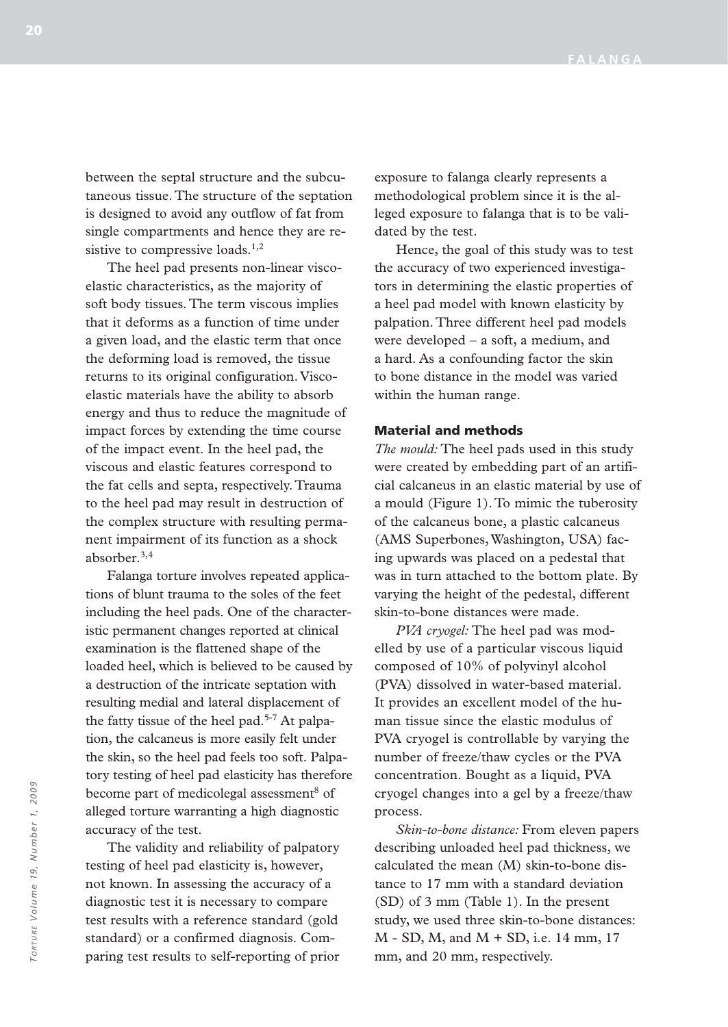between the septal structure and the subcutaneous tissue. The structure of the septation is designed to avoid any outflow of fat from single compartments and hence they are resistive to compressive loads.[1,2]

The heel pad presents non-linear viscoelastic characteristics, as the majority of soft body tissues. The term viscous implies that it deforms as a function of time under a given load, and the elastic term that once the deforming load is removed, the tissue returns to its original configuration. Viscoelastic materials have the ability to absorb energy and thus to reduce the magnitude of impact forces by extending the time course of the impact event. In the heel pad, the viscous and elastic features correspond to the fat cells and septa, respectively. Trauma to the heel pad may result in destruction of the complex structure with resulting permanent impairment of its function as a shock absorber.[3,4]

Falanga torture involves repeated applications of blunt trauma to the soles of the feet including the heel pads. One of the characteristic permanent changes reported at clinical examination is the flattened shape of the loaded heel, which is believed to be caused by a destruction of the intricate septation with resulting medial and lateral displacement of the fatty tissue of the heel pad.[5-7] At palpation, the calcaneus is more easily felt under the skin, so the heel pad feels too soft. Palpatory testing of heel pad elasticity has therefore become part of medicolegal assessment[8] of alleged torture warranting a high diagnostic accuracy of the test.

The validity and reliability of palpatory testing of heel pad elasticity is, however, not known. In assessing the accuracy of a diagnostic test it is necessary to compare test results with a reference standard (gold standard) or a confirmed diagnosis. Comparing test results to self-reporting of prior exposure to falanga clearly represents a methodological problem since it is the alleged exposure to falanga that is to be validated by the test.

Hence, the goal of this study was to test the accuracy of two experienced investigators in determining the elastic properties of a heel pad model with known elasticity by palpation. Three different heel pad models were developed – a soft, a medium, and a hard. As a confounding factor the skin to bone distance in the model was varied within the human range.

## Material and methods

*The mould:* The heel pads used in this study were created by embedding part of an artificial calcaneus in an elastic material by use of a mould (Figure 1). To mimic the tuberosity of the calcaneus bone, a plastic calcaneus (AMS Superbones, Washington, USA) facing upwards was placed on a pedestal that was in turn attached to the bottom plate. By varying the height of the pedestal, different skin-to-bone distances were made.

*PVA cryogel:* The heel pad was modelled by use of a particular viscous liquid composed of 10% of polyvinyl alcohol (PVA) dissolved in water-based material. It provides an excellent model of the human tissue since the elastic modulus of PVA cryogel is controllable by varying the number of freeze/thaw cycles or the PVA concentration. Bought as a liquid, PVA cryogel changes into a gel by a freeze/thaw process.

*Skin-to-bone distance:* From eleven papers describing unloaded heel pad thickness, we calculated the mean (M) skin-to-bone distance to 17 mm with a standard deviation (SD) of 3 mm (Table 1). In the present study, we used three skin-to-bone distances: M - SD, M, and M + SD, i.e. 14 mm, 17 mm, and 20 mm, respectively.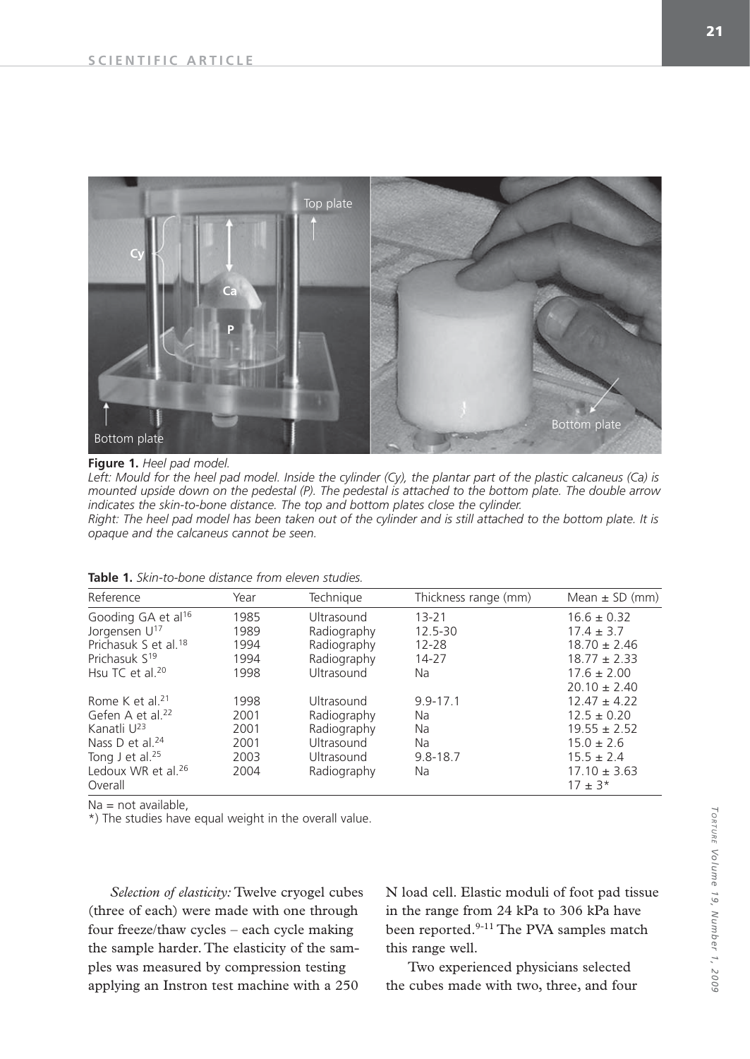**Figure 1.** *Heel pad model.*

*Left: Mould for the heel pad model. Inside the cylinder (Cy), the plantar part of the plastic calcaneus (Ca) is mounted upside down on the pedestal (P). The pedestal is attached to the bottom plate. The double arrow indicates the skin-to-bone distance. The top and bottom plates close the cylinder.*

*Right: The heel pad model has been taken out of the cylinder and is still attached to the bottom plate. It is opaque and the calcaneus cannot be seen.*

**Table 1.** *Skin-to-bone distance from eleven studies.*

| Reference | Year | Technique | Thickness range (mm) | Mean ± SD (mm) |
|---|---|---|---|---|
| Gooding GA et al[16] | 1985 | Ultrasound | 13-21 | 16.6 ± 0.32 |
| Jorgensen U[17] | 1989 | Radiography | 12.5-30 | 17.4 ± 3.7 |
| Prichasuk S et al.[18] | 1994 | Radiography | 12-28 | 18.70 ± 2.46 |
| Prichasuk S[19] | 1994 | Radiography | 14-27 | 18.77 ± 2.33 |
| Hsu TC et al.[20] | 1998 | Ultrasound | Na | 17.6 ± 2.00<br>20.10 ± 2.40 |
| Rome K et al.[21] | 1998 | Ultrasound | 9.9-17.1 | 12.47 ± 4.22 |
| Gefen A et al.[22] | 2001 | Radiography | Na | 12.5 ± 0.20 |
| Kanatli U[23] | 2001 | Radiography | Na | 19.55 ± 2.52 |
| Nass D et al.[24] | 2001 | Ultrasound | Na | 15.0 ± 2.6 |
| Tong J et al.[25] | 2003 | Ultrasound | 9.8-18.7 | 15.5 ± 2.4 |
| Ledoux WR et al.[26] | 2004 | Radiography | Na | 17.10 ± 3.63 |
| Overall | | | | 17 ± 3* |

Na = not available,

*) The studies have equal weight in the overall value.

*Selection of elasticity:* Twelve cryogel cubes (three of each) were made with one through four freeze/thaw cycles – each cycle making the sample harder. The elasticity of the samples was measured by compression testing applying an Instron test machine with a 250 N load cell. Elastic moduli of foot pad tissue in the range from 24 kPa to 306 kPa have been reported.[9-11] The PVA samples match this range well.

Two experienced physicians selected the cubes made with two, three, and four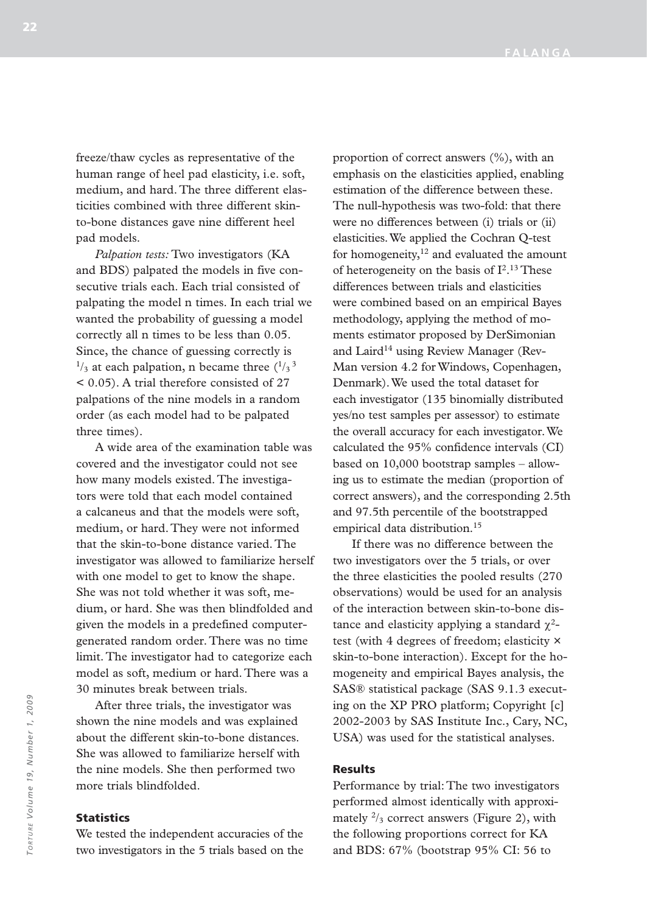freeze/thaw cycles as representative of the human range of heel pad elasticity, i.e. soft, medium, and hard. The three different elasticities combined with three different skin-to-bone distances gave nine different heel pad models.

*Palpation tests:* Two investigators (KA and BDS) palpated the models in five consecutive trials each. Each trial consisted of palpating the model n times. In each trial we wanted the probability of guessing a model correctly all n times to be less than 0.05. Since, the chance of guessing correctly is $^1/_3$ at each palpation, n became three ($^1/_3{}^3 < 0.05$). A trial therefore consisted of 27 palpations of the nine models in a random order (as each model had to be palpated three times).

A wide area of the examination table was covered and the investigator could not see how many models existed. The investigators were told that each model contained a calcaneus and that the models were soft, medium, or hard. They were not informed that the skin-to-bone distance varied. The investigator was allowed to familiarize herself with one model to get to know the shape. She was not told whether it was soft, medium, or hard. She was then blindfolded and given the models in a predefined computer-generated random order. There was no time limit. The investigator had to categorize each model as soft, medium or hard. There was a 30 minutes break between trials.

After three trials, the investigator was shown the nine models and was explained about the different skin-to-bone distances. She was allowed to familiarize herself with the nine models. She then performed two more trials blindfolded.

## Statistics

We tested the independent accuracies of the two investigators in the 5 trials based on the proportion of correct answers (%), with an emphasis on the elasticities applied, enabling estimation of the difference between these. The null-hypothesis was two-fold: that there were no differences between (i) trials or (ii) elasticities. We applied the Cochran Q-test for homogeneity,[12] and evaluated the amount of heterogeneity on the basis of $I^2$.[13] These differences between trials and elasticities were combined based on an empirical Bayes methodology, applying the method of moments estimator proposed by DerSimonian and Laird[14] using Review Manager (RevMan version 4.2 for Windows, Copenhagen, Denmark). We used the total dataset for each investigator (135 binomially distributed yes/no test samples per assessor) to estimate the overall accuracy for each investigator. We calculated the 95% confidence intervals (CI) based on 10,000 bootstrap samples – allowing us to estimate the median (proportion of correct answers), and the corresponding 2.5th and 97.5th percentile of the bootstrapped empirical data distribution.[15]

If there was no difference between the two investigators over the 5 trials, or over the three elasticities the pooled results (270 observations) would be used for an analysis of the interaction between skin-to-bone distance and elasticity applying a standard $\chi^2$-test (with 4 degrees of freedom; elasticity × skin-to-bone interaction). Except for the homogeneity and empirical Bayes analysis, the SAS® statistical package (SAS 9.1.3 executing on the XP PRO platform; Copyright [c] 2002-2003 by SAS Institute Inc., Cary, NC, USA) was used for the statistical analyses.

## Results

Performance by trial: The two investigators performed almost identically with approximately $^2/_3$ correct answers (Figure 2), with the following proportions correct for KA and BDS: 67% (bootstrap 95% CI: 56 to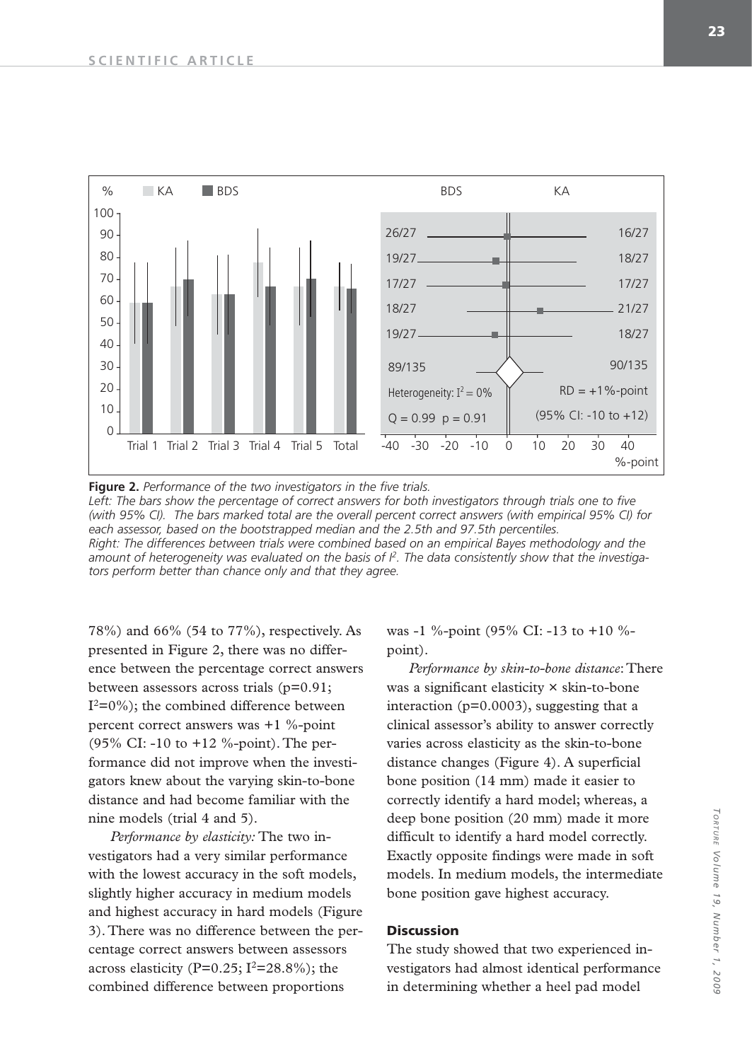**Figure 2.** *Performance of the two investigators in the five trials.*
*Left: The bars show the percentage of correct answers for both investigators through trials one to five (with 95% CI). The bars marked total are the overall percent correct answers (with empirical 95% CI) for each assessor, based on the bootstrapped median and the 2.5th and 97.5th percentiles.*
*Right: The differences between trials were combined based on an empirical Bayes methodology and the amount of heterogeneity was evaluated on the basis of $I^2$. The data consistently show that the investigators perform better than chance only and that they agree.*

78%) and 66% (54 to 77%), respectively. As presented in Figure 2, there was no difference between the percentage correct answers between assessors across trials (p=0.91; $I^2$=0%); the combined difference between percent correct answers was +1 %-point (95% CI: -10 to +12 %-point). The performance did not improve when the investigators knew about the varying skin-to-bone distance and had become familiar with the nine models (trial 4 and 5).

*Performance by elasticity:* The two investigators had a very similar performance with the lowest accuracy in the soft models, slightly higher accuracy in medium models and highest accuracy in hard models (Figure 3). There was no difference between the percentage correct answers between assessors across elasticity (P=0.25; $I^2$=28.8%); the combined difference between proportions was -1 %-point (95% CI: -13 to +10 %-point).

*Performance by skin-to-bone distance*: There was a significant elasticity × skin-to-bone interaction (p=0.0003), suggesting that a clinical assessor's ability to answer correctly varies across elasticity as the skin-to-bone distance changes (Figure 4). A superficial bone position (14 mm) made it easier to correctly identify a hard model; whereas, a deep bone position (20 mm) made it more difficult to identify a hard model correctly. Exactly opposite findings were made in soft models. In medium models, the intermediate bone position gave highest accuracy.

## Discussion

The study showed that two experienced investigators had almost identical performance in determining whether a heel pad model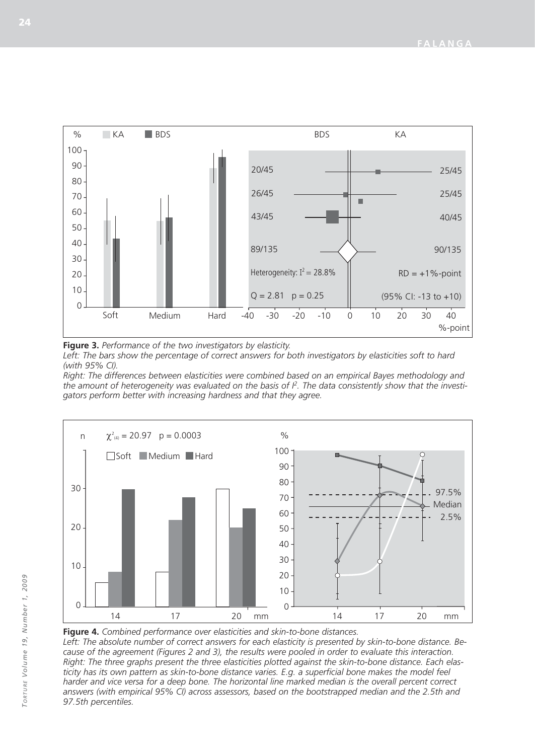**Figure 3.** *Performance of the two investigators by elasticity.*
*Left: The bars show the percentage of correct answers for both investigators by elasticities soft to hard (with 95% CI).*
*Right: The differences between elasticities were combined based on an empirical Bayes methodology and the amount of heterogeneity was evaluated on the basis of $I^2$. The data consistently show that the investigators perform better with increasing hardness and that they agree.*

**Figure 4.** *Combined performance over elasticities and skin-to-bone distances.*
*Left: The absolute number of correct answers for each elasticity is presented by skin-to-bone distance. Because of the agreement (Figures 2 and 3), the results were pooled in order to evaluate this interaction.*
*Right: The three graphs present the three elasticities plotted against the skin-to-bone distance. Each elasticity has its own pattern as skin-to-bone distance varies. E.g. a superficial bone makes the model feel harder and vice versa for a deep bone. The horizontal line marked median is the overall percent correct answers (with empirical 95% CI) across assessors, based on the bootstrapped median and the 2.5th and 97.5th percentiles.*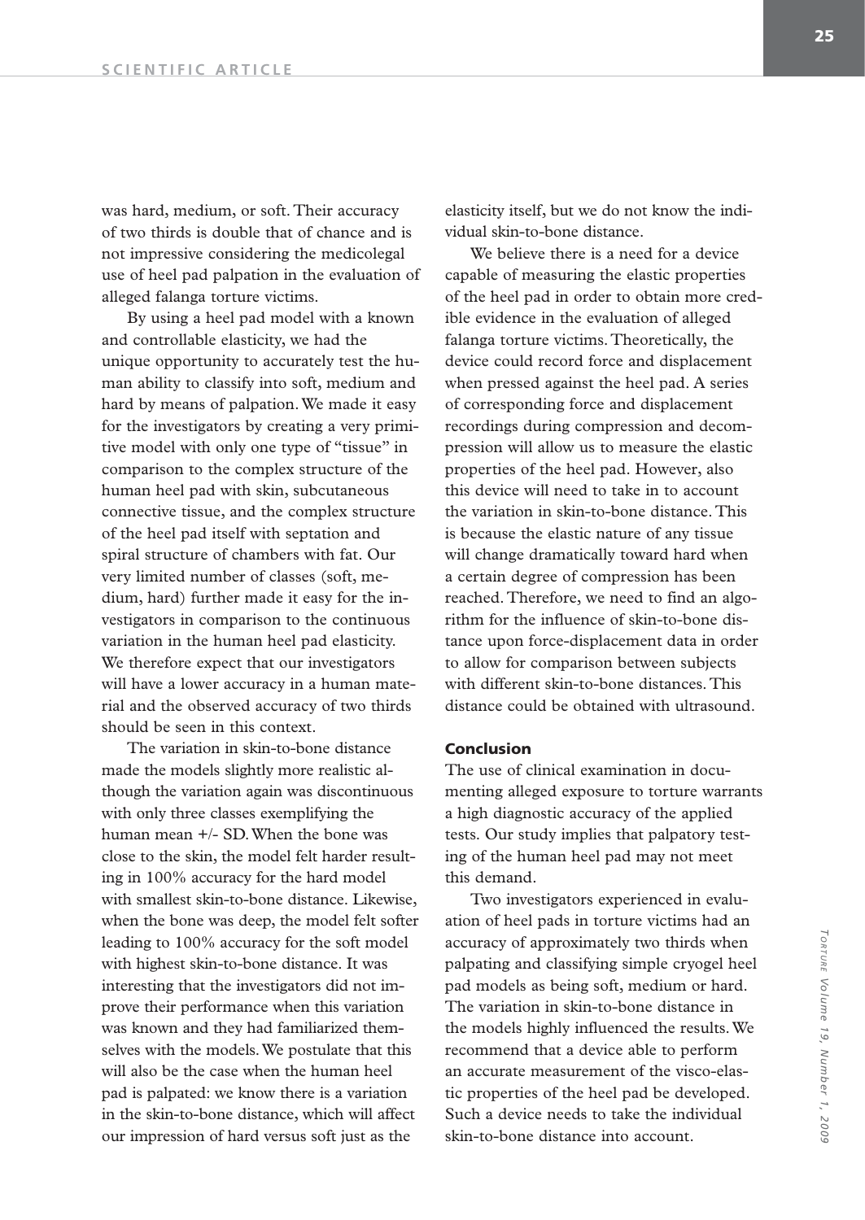was hard, medium, or soft. Their accuracy of two thirds is double that of chance and is not impressive considering the medicolegal use of heel pad palpation in the evaluation of alleged falanga torture victims.

By using a heel pad model with a known and controllable elasticity, we had the unique opportunity to accurately test the human ability to classify into soft, medium and hard by means of palpation. We made it easy for the investigators by creating a very primitive model with only one type of "tissue" in comparison to the complex structure of the human heel pad with skin, subcutaneous connective tissue, and the complex structure of the heel pad itself with septation and spiral structure of chambers with fat. Our very limited number of classes (soft, medium, hard) further made it easy for the investigators in comparison to the continuous variation in the human heel pad elasticity. We therefore expect that our investigators will have a lower accuracy in a human material and the observed accuracy of two thirds should be seen in this context.

The variation in skin-to-bone distance made the models slightly more realistic although the variation again was discontinuous with only three classes exemplifying the human mean +/- SD. When the bone was close to the skin, the model felt harder resulting in 100% accuracy for the hard model with smallest skin-to-bone distance. Likewise, when the bone was deep, the model felt softer leading to 100% accuracy for the soft model with highest skin-to-bone distance. It was interesting that the investigators did not improve their performance when this variation was known and they had familiarized themselves with the models. We postulate that this will also be the case when the human heel pad is palpated: we know there is a variation in the skin-to-bone distance, which will affect our impression of hard versus soft just as the elasticity itself, but we do not know the individual skin-to-bone distance.

We believe there is a need for a device capable of measuring the elastic properties of the heel pad in order to obtain more credible evidence in the evaluation of alleged falanga torture victims. Theoretically, the device could record force and displacement when pressed against the heel pad. A series of corresponding force and displacement recordings during compression and decompression will allow us to measure the elastic properties of the heel pad. However, also this device will need to take in to account the variation in skin-to-bone distance. This is because the elastic nature of any tissue will change dramatically toward hard when a certain degree of compression has been reached. Therefore, we need to find an algorithm for the influence of skin-to-bone distance upon force-displacement data in order to allow for comparison between subjects with different skin-to-bone distances. This distance could be obtained with ultrasound.

## Conclusion

The use of clinical examination in documenting alleged exposure to torture warrants a high diagnostic accuracy of the applied tests. Our study implies that palpatory testing of the human heel pad may not meet this demand.

Two investigators experienced in evaluation of heel pads in torture victims had an accuracy of approximately two thirds when palpating and classifying simple cryogel heel pad models as being soft, medium or hard. The variation in skin-to-bone distance in the models highly influenced the results. We recommend that a device able to perform an accurate measurement of the visco-elastic properties of the heel pad be developed. Such a device needs to take the individual skin-to-bone distance into account.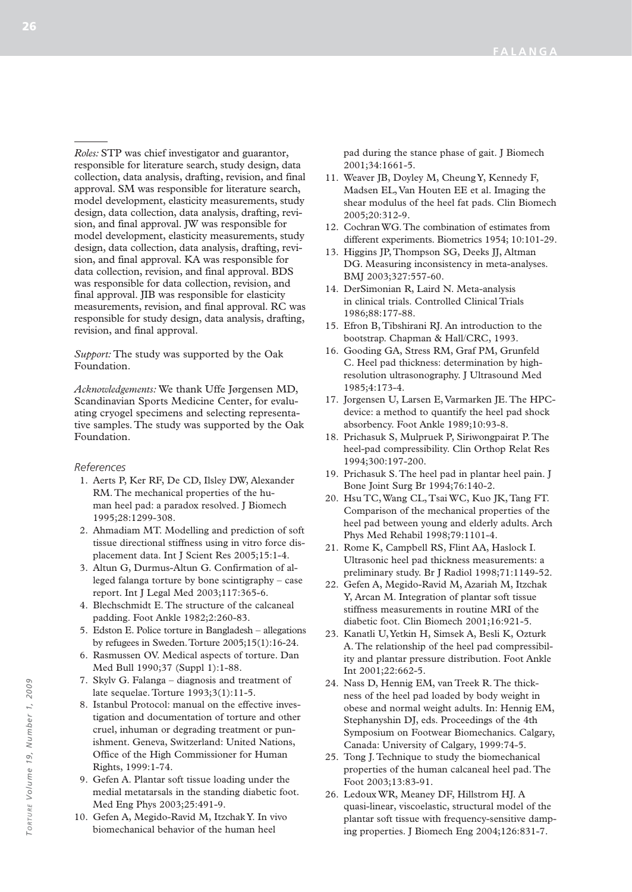*Roles:* STP was chief investigator and guarantor, responsible for literature search, study design, data collection, data analysis, drafting, revision, and final approval. SM was responsible for literature search, model development, elasticity measurements, study design, data collection, data analysis, drafting, revision, and final approval. JW was responsible for model development, elasticity measurements, study design, data collection, data analysis, drafting, revision, and final approval. KA was responsible for data collection, revision, and final approval. BDS was responsible for data collection, revision, and final approval. JIB was responsible for elasticity measurements, revision, and final approval. RC was responsible for study design, data analysis, drafting, revision, and final approval.

*Support:* The study was supported by the Oak Foundation.

*Acknowledgements:* We thank Uffe Jørgensen MD, Scandinavian Sports Medicine Center, for evaluating cryogel specimens and selecting representative samples. The study was supported by the Oak Foundation.

## References

1. Aerts P, Ker RF, De CD, Ilsley DW, Alexander RM. The mechanical properties of the human heel pad: a paradox resolved. J Biomech 1995;28:1299-308.
2. Ahmadiam MT. Modelling and prediction of soft tissue directional stiffness using in vitro force displacement data. Int J Scient Res 2005;15:1-4.
3. Altun G, Durmus-Altun G. Confirmation of alleged falanga torture by bone scintigraphy – case report. Int J Legal Med 2003;117:365-6.
4. Blechschmidt E. The structure of the calcaneal padding. Foot Ankle 1982;2:260-83.
5. Edston E. Police torture in Bangladesh – allegations by refugees in Sweden. Torture 2005;15(1):16-24.
6. Rasmussen OV. Medical aspects of torture. Dan Med Bull 1990;37 (Suppl 1):1-88.
7. Skylv G. Falanga – diagnosis and treatment of late sequelae. Torture 1993;3(1):11-5.
8. Istanbul Protocol: manual on the effective investigation and documentation of torture and other cruel, inhuman or degrading treatment or punishment. Geneva, Switzerland: United Nations, Office of the High Commissioner for Human Rights, 1999:1-74.
9. Gefen A. Plantar soft tissue loading under the medial metatarsals in the standing diabetic foot. Med Eng Phys 2003;25:491-9.
10. Gefen A, Megido-Ravid M, Itzchak Y. In vivo biomechanical behavior of the human heel pad during the stance phase of gait. J Biomech 2001;34:1661-5.
11. Weaver JB, Doyley M, Cheung Y, Kennedy F, Madsen EL, Van Houten EE et al. Imaging the shear modulus of the heel fat pads. Clin Biomech 2005;20:312-9.
12. Cochran WG. The combination of estimates from different experiments. Biometrics 1954; 10:101-29.
13. Higgins JP, Thompson SG, Deeks JJ, Altman DG. Measuring inconsistency in meta-analyses. BMJ 2003;327:557-60.
14. DerSimonian R, Laird N. Meta-analysis in clinical trials. Controlled Clinical Trials 1986;88:177-88.
15. Efron B, Tibshirani RJ. An introduction to the bootstrap. Chapman & Hall/CRC, 1993.
16. Gooding GA, Stress RM, Graf PM, Grunfeld C. Heel pad thickness: determination by high-resolution ultrasonography. J Ultrasound Med 1985;4:173-4.
17. Jorgensen U, Larsen E, Varmarken JE. The HPC-device: a method to quantify the heel pad shock absorbency. Foot Ankle 1989;10:93-8.
18. Prichasuk S, Mulpruek P, Siriwongpairat P. The heel-pad compressibility. Clin Orthop Relat Res 1994;300:197-200.
19. Prichasuk S. The heel pad in plantar heel pain. J Bone Joint Surg Br 1994;76:140-2.
20. Hsu TC, Wang CL, Tsai WC, Kuo JK, Tang FT. Comparison of the mechanical properties of the heel pad between young and elderly adults. Arch Phys Med Rehabil 1998;79:1101-4.
21. Rome K, Campbell RS, Flint AA, Haslock I. Ultrasonic heel pad thickness measurements: a preliminary study. Br J Radiol 1998;71:1149-52.
22. Gefen A, Megido-Ravid M, Azariah M, Itzchak Y, Arcan M. Integration of plantar soft tissue stiffness measurements in routine MRI of the diabetic foot. Clin Biomech 2001;16:921-5.
23. Kanatli U, Yetkin H, Simsek A, Besli K, Ozturk A. The relationship of the heel pad compressibility and plantar pressure distribution. Foot Ankle Int 2001;22:662-5.
24. Nass D, Hennig EM, van Treek R. The thickness of the heel pad loaded by body weight in obese and normal weight adults. In: Hennig EM, Stephanyshin DJ, eds. Proceedings of the 4th Symposium on Footwear Biomechanics. Calgary, Canada: University of Calgary, 1999:74-5.
25. Tong J. Technique to study the biomechanical properties of the human calcaneal heel pad. The Foot 2003;13:83-91.
26. Ledoux WR, Meaney DF, Hillstrom HJ. A quasi-linear, viscoelastic, structural model of the plantar soft tissue with frequency-sensitive damping properties. J Biomech Eng 2004;126:831-7.